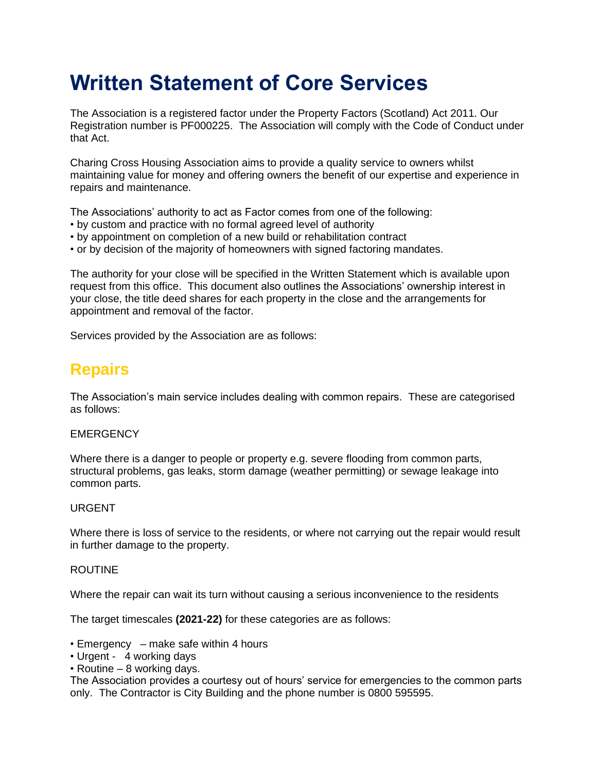# Written Statement of Core Services

The Association is a registered factor under the Property Factors (Scotland) Act 2011. Our Registration number is PF000225. The Association will comply with the Code of Conduct under that Act.

Charing Cross Housing Association aims to provide a quality service to owners whilst maintaining value for money and offering owners the benefit of our expertise and experience in repairs and maintenance.

The Associations' authority to act as Factor comes from one of the following:

- by custom and practice with no formal agreed level of authority
- by appointment on completion of a new build or rehabilitation contract
- or by decision of the majority of homeowners with signed factoring mandates.

The authority for your close will be specified in the Written Statement which is available upon request from this office. This document also outlines the Associations' ownership interest in your close, the title deed shares for each property in the close and the arrangements for appointment and removal of the factor.

Services provided by the Association are as follows:

## Repairs

The Association's main service includes dealing with common repairs. These are categorised as follows:

EMERGENCY

Where there is a danger to people or property e.g. severe flooding from common parts, structural problems, gas leaks, storm damage (weather permitting) or sewage leakage into common parts.

URGENT

Where there is loss of service to the residents, or where not carrying out the repair would result in further damage to the property.

ROUTINE

Where the repair can wait its turn without causing a serious inconvenience to the residents

The target timescales **(2021-22)** for these categories are as follows:

- Emergency – make safe within 4 hours
- Urgent - 4 working days
- Routine – 8 working days.

The Association provides a courtesy out of hours' service for emergencies to the common parts only. The Contractor is City Building and the phone number is 0800 595595.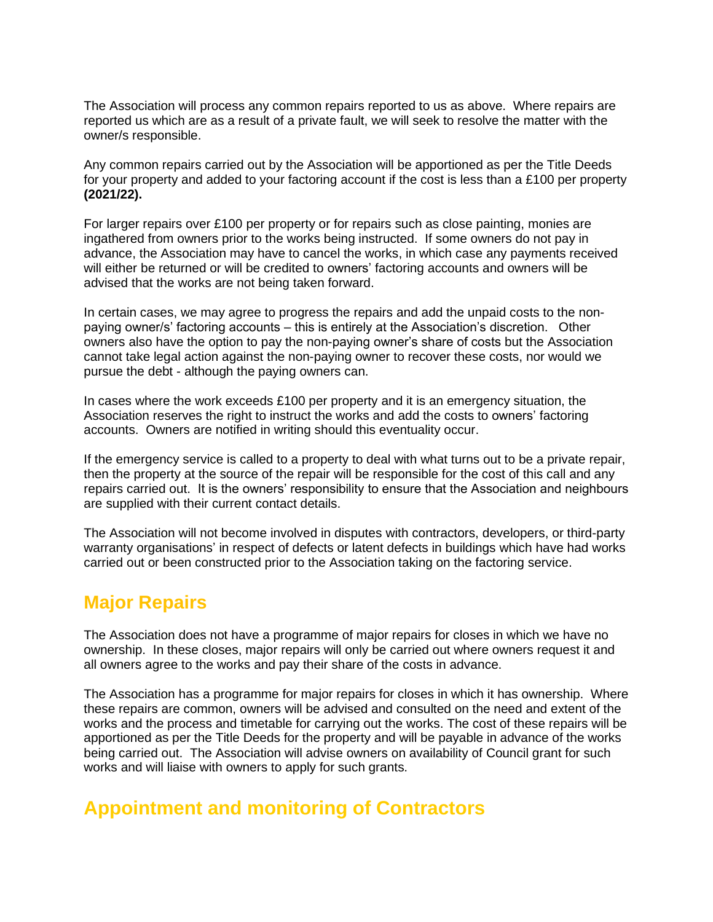The Association will process any common repairs reported to us as above. Where repairs are reported us which are as a result of a private fault, we will seek to resolve the matter with the owner/s responsible.

Any common repairs carried out by the Association will be apportioned as per the Title Deeds for your property and added to your factoring account if the cost is less than a £100 per property **(2021/22).**

For larger repairs over £100 per property or for repairs such as close painting, monies are ingathered from owners prior to the works being instructed. If some owners do not pay in advance, the Association may have to cancel the works, in which case any payments received will either be returned or will be credited to owners' factoring accounts and owners will be advised that the works are not being taken forward.

In certain cases, we may agree to progress the repairs and add the unpaid costs to the non-paying owner/s' factoring accounts – this is entirely at the Association's discretion. Other owners also have the option to pay the non-paying owner's share of costs but the Association cannot take legal action against the non-paying owner to recover these costs, nor would we pursue the debt - although the paying owners can.

In cases where the work exceeds £100 per property and it is an emergency situation, the Association reserves the right to instruct the works and add the costs to owners' factoring accounts. Owners are notified in writing should this eventuality occur.

If the emergency service is called to a property to deal with what turns out to be a private repair, then the property at the source of the repair will be responsible for the cost of this call and any repairs carried out. It is the owners' responsibility to ensure that the Association and neighbours are supplied with their current contact details.

The Association will not become involved in disputes with contractors, developers, or third-party warranty organisations' in respect of defects or latent defects in buildings which have had works carried out or been constructed prior to the Association taking on the factoring service.

## Major Repairs

The Association does not have a programme of major repairs for closes in which we have no ownership. In these closes, major repairs will only be carried out where owners request it and all owners agree to the works and pay their share of the costs in advance.

The Association has a programme for major repairs for closes in which it has ownership. Where these repairs are common, owners will be advised and consulted on the need and extent of the works and the process and timetable for carrying out the works. The cost of these repairs will be apportioned as per the Title Deeds for the property and will be payable in advance of the works being carried out. The Association will advise owners on availability of Council grant for such works and will liaise with owners to apply for such grants.

## Appointment and monitoring of Contractors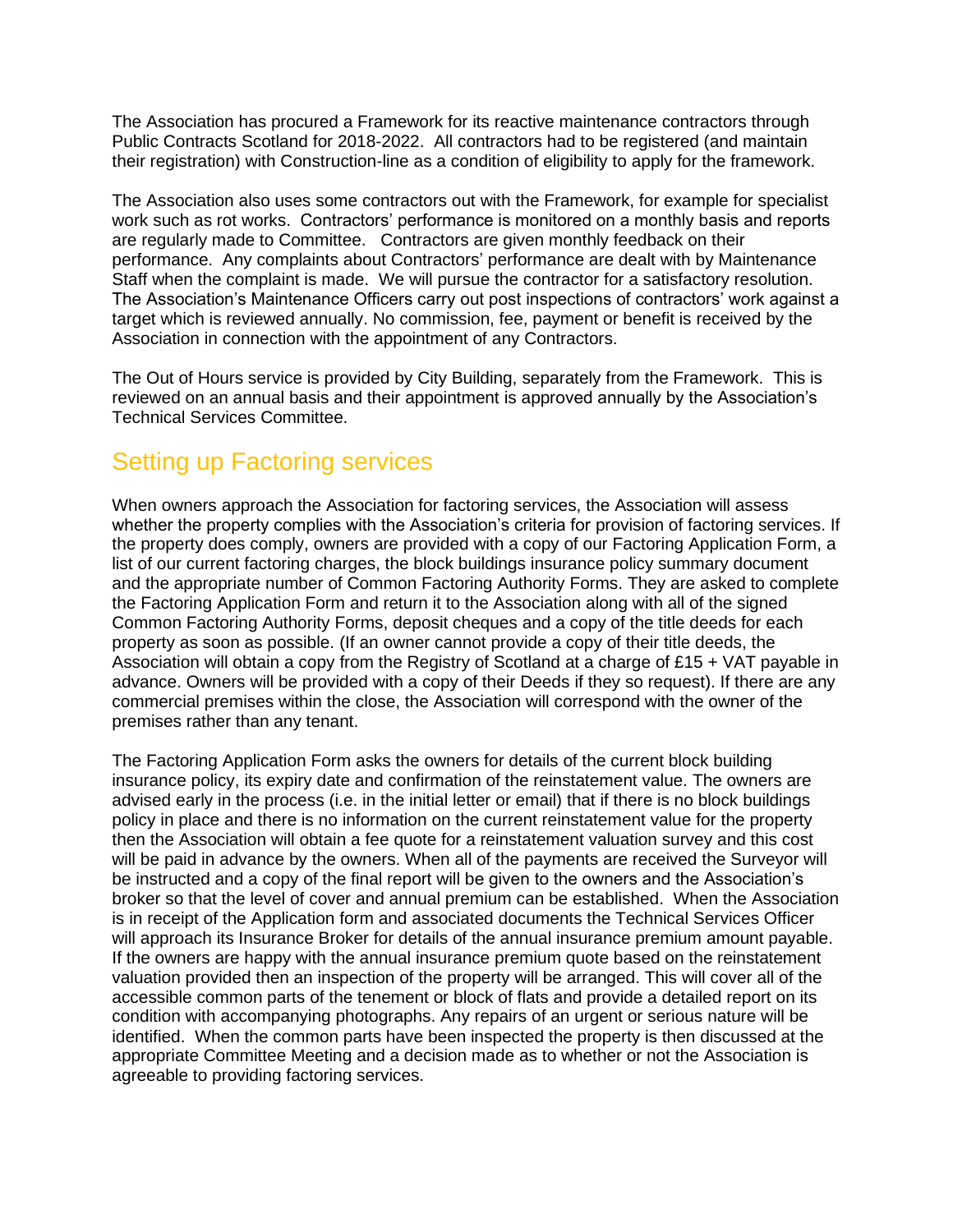The Association has procured a Framework for its reactive maintenance contractors through Public Contracts Scotland for 2018-2022. All contractors had to be registered (and maintain their registration) with Construction-line as a condition of eligibility to apply for the framework.

The Association also uses some contractors out with the Framework, for example for specialist work such as rot works. Contractors' performance is monitored on a monthly basis and reports are regularly made to Committee. Contractors are given monthly feedback on their performance. Any complaints about Contractors' performance are dealt with by Maintenance Staff when the complaint is made. We will pursue the contractor for a satisfactory resolution. The Association's Maintenance Officers carry out post inspections of contractors' work against a target which is reviewed annually. No commission, fee, payment or benefit is received by the Association in connection with the appointment of any Contractors.

The Out of Hours service is provided by City Building, separately from the Framework. This is reviewed on an annual basis and their appointment is approved annually by the Association's Technical Services Committee.

## Setting up Factoring services

When owners approach the Association for factoring services, the Association will assess whether the property complies with the Association's criteria for provision of factoring services. If the property does comply, owners are provided with a copy of our Factoring Application Form, a list of our current factoring charges, the block buildings insurance policy summary document and the appropriate number of Common Factoring Authority Forms. They are asked to complete the Factoring Application Form and return it to the Association along with all of the signed Common Factoring Authority Forms, deposit cheques and a copy of the title deeds for each property as soon as possible. (If an owner cannot provide a copy of their title deeds, the Association will obtain a copy from the Registry of Scotland at a charge of £15 + VAT payable in advance. Owners will be provided with a copy of their Deeds if they so request). If there are any commercial premises within the close, the Association will correspond with the owner of the premises rather than any tenant.

The Factoring Application Form asks the owners for details of the current block building insurance policy, its expiry date and confirmation of the reinstatement value. The owners are advised early in the process (i.e. in the initial letter or email) that if there is no block buildings policy in place and there is no information on the current reinstatement value for the property then the Association will obtain a fee quote for a reinstatement valuation survey and this cost will be paid in advance by the owners. When all of the payments are received the Surveyor will be instructed and a copy of the final report will be given to the owners and the Association's broker so that the level of cover and annual premium can be established. When the Association is in receipt of the Application form and associated documents the Technical Services Officer will approach its Insurance Broker for details of the annual insurance premium amount payable. If the owners are happy with the annual insurance premium quote based on the reinstatement valuation provided then an inspection of the property will be arranged. This will cover all of the accessible common parts of the tenement or block of flats and provide a detailed report on its condition with accompanying photographs. Any repairs of an urgent or serious nature will be identified. When the common parts have been inspected the property is then discussed at the appropriate Committee Meeting and a decision made as to whether or not the Association is agreeable to providing factoring services.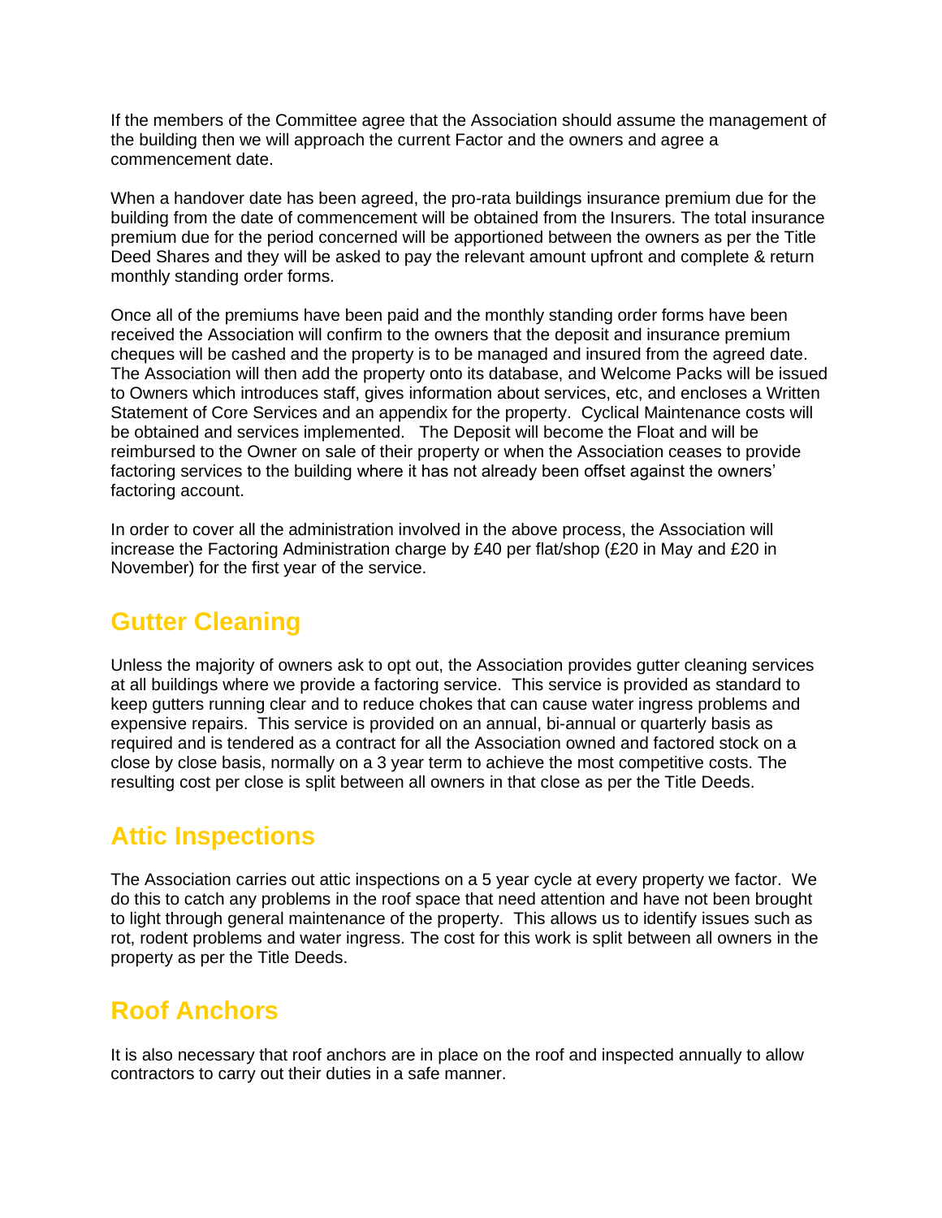If the members of the Committee agree that the Association should assume the management of the building then we will approach the current Factor and the owners and agree a commencement date.

When a handover date has been agreed, the pro-rata buildings insurance premium due for the building from the date of commencement will be obtained from the Insurers. The total insurance premium due for the period concerned will be apportioned between the owners as per the Title Deed Shares and they will be asked to pay the relevant amount upfront and complete & return monthly standing order forms.

Once all of the premiums have been paid and the monthly standing order forms have been received the Association will confirm to the owners that the deposit and insurance premium cheques will be cashed and the property is to be managed and insured from the agreed date. The Association will then add the property onto its database, and Welcome Packs will be issued to Owners which introduces staff, gives information about services, etc, and encloses a Written Statement of Core Services and an appendix for the property. Cyclical Maintenance costs will be obtained and services implemented. The Deposit will become the Float and will be reimbursed to the Owner on sale of their property or when the Association ceases to provide factoring services to the building where it has not already been offset against the owners' factoring account.

In order to cover all the administration involved in the above process, the Association will increase the Factoring Administration charge by £40 per flat/shop (£20 in May and £20 in November) for the first year of the service.

## Gutter Cleaning

Unless the majority of owners ask to opt out, the Association provides gutter cleaning services at all buildings where we provide a factoring service. This service is provided as standard to keep gutters running clear and to reduce chokes that can cause water ingress problems and expensive repairs. This service is provided on an annual, bi-annual or quarterly basis as required and is tendered as a contract for all the Association owned and factored stock on a close by close basis, normally on a 3 year term to achieve the most competitive costs. The resulting cost per close is split between all owners in that close as per the Title Deeds.

## Attic Inspections

The Association carries out attic inspections on a 5 year cycle at every property we factor. We do this to catch any problems in the roof space that need attention and have not been brought to light through general maintenance of the property. This allows us to identify issues such as rot, rodent problems and water ingress. The cost for this work is split between all owners in the property as per the Title Deeds.

## Roof Anchors

It is also necessary that roof anchors are in place on the roof and inspected annually to allow contractors to carry out their duties in a safe manner.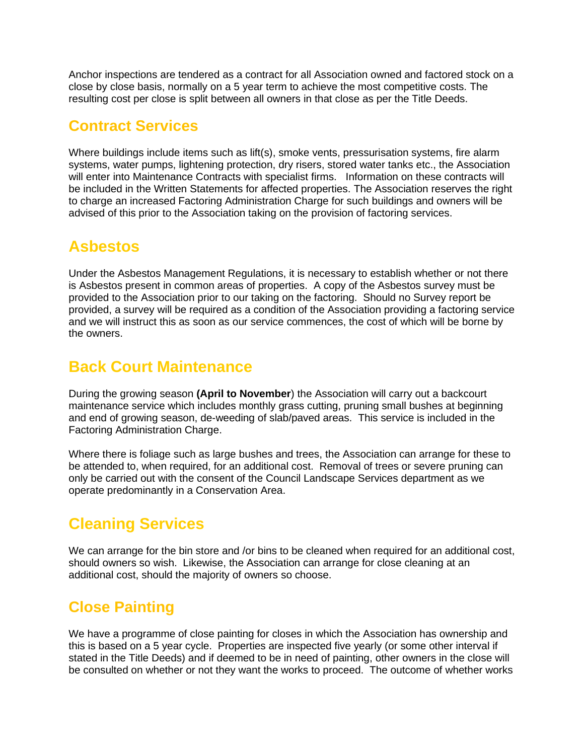Anchor inspections are tendered as a contract for all Association owned and factored stock on a close by close basis, normally on a 5 year term to achieve the most competitive costs. The resulting cost per close is split between all owners in that close as per the Title Deeds.

## Contract Services

Where buildings include items such as lift(s), smoke vents, pressurisation systems, fire alarm systems, water pumps, lightening protection, dry risers, stored water tanks etc., the Association will enter into Maintenance Contracts with specialist firms. Information on these contracts will be included in the Written Statements for affected properties. The Association reserves the right to charge an increased Factoring Administration Charge for such buildings and owners will be advised of this prior to the Association taking on the provision of factoring services.

## Asbestos

Under the Asbestos Management Regulations, it is necessary to establish whether or not there is Asbestos present in common areas of properties. A copy of the Asbestos survey must be provided to the Association prior to our taking on the factoring. Should no Survey report be provided, a survey will be required as a condition of the Association providing a factoring service and we will instruct this as soon as our service commences, the cost of which will be borne by the owners.

## Back Court Maintenance

During the growing season **(April to November**) the Association will carry out a backcourt maintenance service which includes monthly grass cutting, pruning small bushes at beginning and end of growing season, de-weeding of slab/paved areas. This service is included in the Factoring Administration Charge.

Where there is foliage such as large bushes and trees, the Association can arrange for these to be attended to, when required, for an additional cost. Removal of trees or severe pruning can only be carried out with the consent of the Council Landscape Services department as we operate predominantly in a Conservation Area.

## Cleaning Services

We can arrange for the bin store and /or bins to be cleaned when required for an additional cost, should owners so wish. Likewise, the Association can arrange for close cleaning at an additional cost, should the majority of owners so choose.

## Close Painting

We have a programme of close painting for closes in which the Association has ownership and this is based on a 5 year cycle. Properties are inspected five yearly (or some other interval if stated in the Title Deeds) and if deemed to be in need of painting, other owners in the close will be consulted on whether or not they want the works to proceed. The outcome of whether works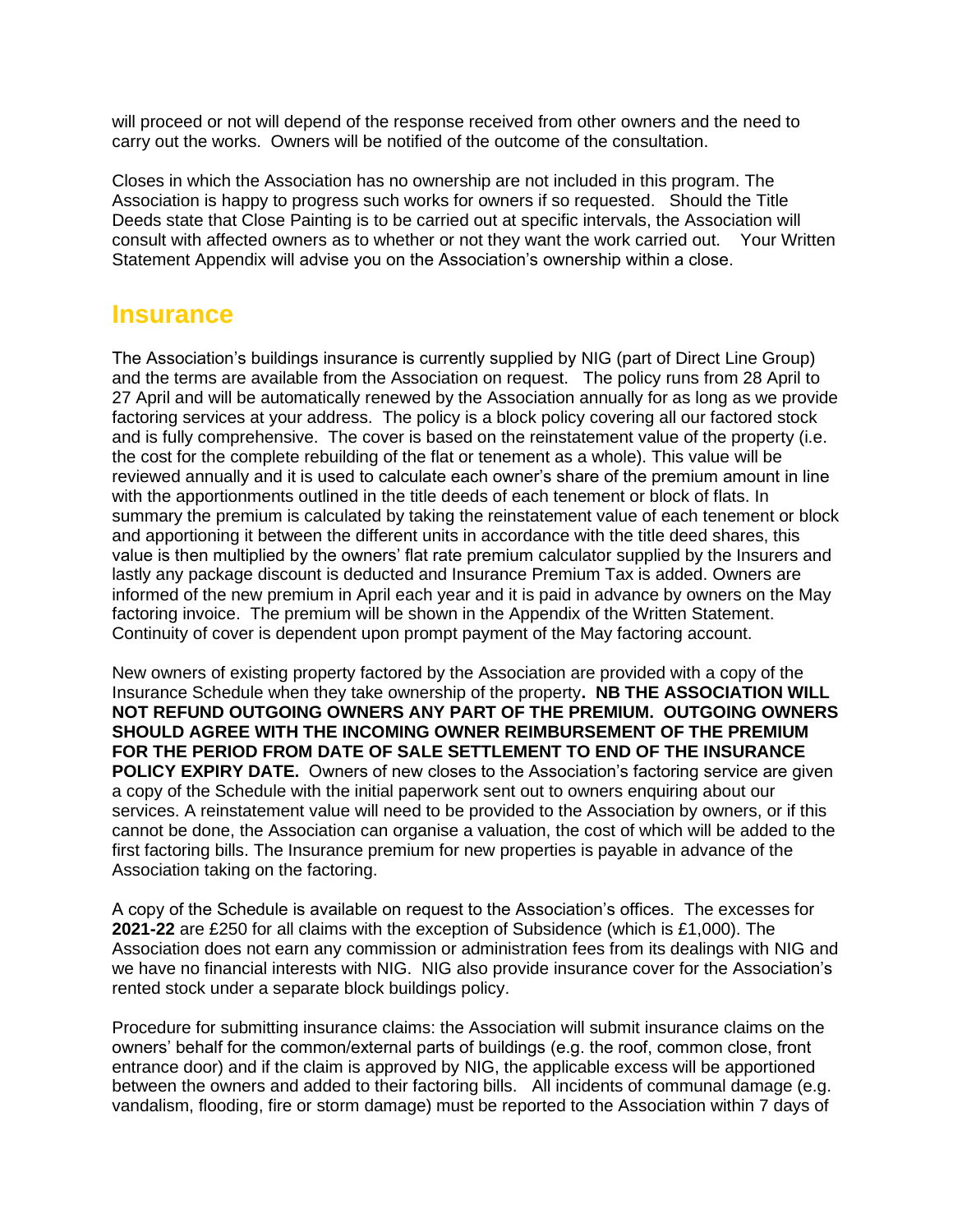will proceed or not will depend of the response received from other owners and the need to carry out the works. Owners will be notified of the outcome of the consultation.

Closes in which the Association has no ownership are not included in this program. The Association is happy to progress such works for owners if so requested. Should the Title Deeds state that Close Painting is to be carried out at specific intervals, the Association will consult with affected owners as to whether or not they want the work carried out. Your Written Statement Appendix will advise you on the Association's ownership within a close.

## Insurance

The Association's buildings insurance is currently supplied by NIG (part of Direct Line Group) and the terms are available from the Association on request. The policy runs from 28 April to 27 April and will be automatically renewed by the Association annually for as long as we provide factoring services at your address. The policy is a block policy covering all our factored stock and is fully comprehensive. The cover is based on the reinstatement value of the property (i.e. the cost for the complete rebuilding of the flat or tenement as a whole). This value will be reviewed annually and it is used to calculate each owner's share of the premium amount in line with the apportionments outlined in the title deeds of each tenement or block of flats. In summary the premium is calculated by taking the reinstatement value of each tenement or block and apportioning it between the different units in accordance with the title deed shares, this value is then multiplied by the owners' flat rate premium calculator supplied by the Insurers and lastly any package discount is deducted and Insurance Premium Tax is added. Owners are informed of the new premium in April each year and it is paid in advance by owners on the May factoring invoice. The premium will be shown in the Appendix of the Written Statement. Continuity of cover is dependent upon prompt payment of the May factoring account.

New owners of existing property factored by the Association are provided with a copy of the Insurance Schedule when they take ownership of the property**. NB THE ASSOCIATION WILL NOT REFUND OUTGOING OWNERS ANY PART OF THE PREMIUM. OUTGOING OWNERS SHOULD AGREE WITH THE INCOMING OWNER REIMBURSEMENT OF THE PREMIUM FOR THE PERIOD FROM DATE OF SALE SETTLEMENT TO END OF THE INSURANCE POLICY EXPIRY DATE.** Owners of new closes to the Association's factoring service are given a copy of the Schedule with the initial paperwork sent out to owners enquiring about our services. A reinstatement value will need to be provided to the Association by owners, or if this cannot be done, the Association can organise a valuation, the cost of which will be added to the first factoring bills. The Insurance premium for new properties is payable in advance of the Association taking on the factoring.

A copy of the Schedule is available on request to the Association's offices. The excesses for **2021-22** are £250 for all claims with the exception of Subsidence (which is £1,000). The Association does not earn any commission or administration fees from its dealings with NIG and we have no financial interests with NIG. NIG also provide insurance cover for the Association's rented stock under a separate block buildings policy.

Procedure for submitting insurance claims: the Association will submit insurance claims on the owners' behalf for the common/external parts of buildings (e.g. the roof, common close, front entrance door) and if the claim is approved by NIG, the applicable excess will be apportioned between the owners and added to their factoring bills. All incidents of communal damage (e.g. vandalism, flooding, fire or storm damage) must be reported to the Association within 7 days of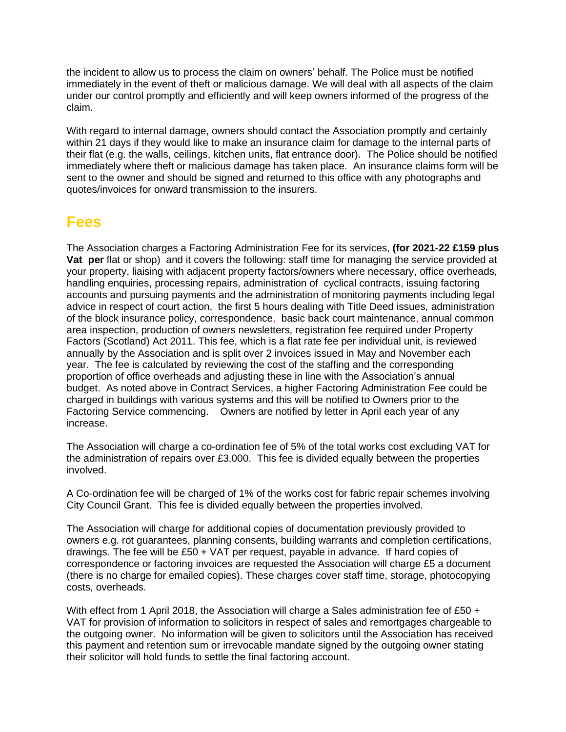the incident to allow us to process the claim on owners' behalf. The Police must be notified immediately in the event of theft or malicious damage. We will deal with all aspects of the claim under our control promptly and efficiently and will keep owners informed of the progress of the claim.

With regard to internal damage, owners should contact the Association promptly and certainly within 21 days if they would like to make an insurance claim for damage to the internal parts of their flat (e.g. the walls, ceilings, kitchen units, flat entrance door). The Police should be notified immediately where theft or malicious damage has taken place. An insurance claims form will be sent to the owner and should be signed and returned to this office with any photographs and quotes/invoices for onward transmission to the insurers.

## Fees

The Association charges a Factoring Administration Fee for its services, **(for 2021-22 £159 plus Vat per** flat or shop) and it covers the following: staff time for managing the service provided at your property, liaising with adjacent property factors/owners where necessary, office overheads, handling enquiries, processing repairs, administration of cyclical contracts, issuing factoring accounts and pursuing payments and the administration of monitoring payments including legal advice in respect of court action, the first 5 hours dealing with Title Deed issues, administration of the block insurance policy, correspondence, basic back court maintenance, annual common area inspection, production of owners newsletters, registration fee required under Property Factors (Scotland) Act 2011. This fee, which is a flat rate fee per individual unit, is reviewed annually by the Association and is split over 2 invoices issued in May and November each year. The fee is calculated by reviewing the cost of the staffing and the corresponding proportion of office overheads and adjusting these in line with the Association's annual budget. As noted above in Contract Services, a higher Factoring Administration Fee could be charged in buildings with various systems and this will be notified to Owners prior to the Factoring Service commencing. Owners are notified by letter in April each year of any increase.

The Association will charge a co-ordination fee of 5% of the total works cost excluding VAT for the administration of repairs over £3,000. This fee is divided equally between the properties involved.

A Co-ordination fee will be charged of 1% of the works cost for fabric repair schemes involving City Council Grant. This fee is divided equally between the properties involved.

The Association will charge for additional copies of documentation previously provided to owners e.g. rot guarantees, planning consents, building warrants and completion certifications, drawings. The fee will be £50 + VAT per request, payable in advance. If hard copies of correspondence or factoring invoices are requested the Association will charge £5 a document (there is no charge for emailed copies). These charges cover staff time, storage, photocopying costs, overheads.

With effect from 1 April 2018, the Association will charge a Sales administration fee of £50 + VAT for provision of information to solicitors in respect of sales and remortgages chargeable to the outgoing owner. No information will be given to solicitors until the Association has received this payment and retention sum or irrevocable mandate signed by the outgoing owner stating their solicitor will hold funds to settle the final factoring account.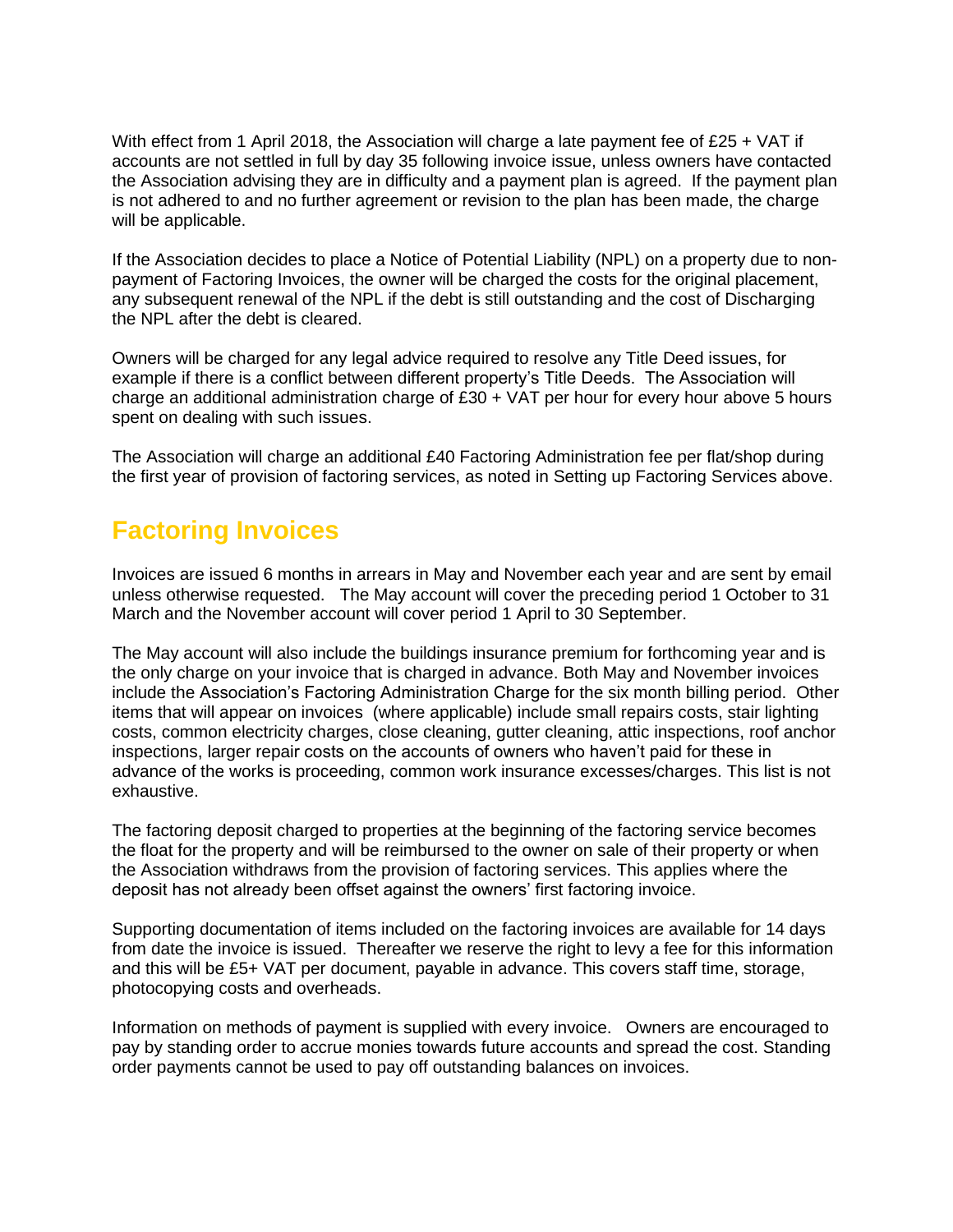With effect from 1 April 2018, the Association will charge a late payment fee of £25 + VAT if accounts are not settled in full by day 35 following invoice issue, unless owners have contacted the Association advising they are in difficulty and a payment plan is agreed. If the payment plan is not adhered to and no further agreement or revision to the plan has been made, the charge will be applicable.

If the Association decides to place a Notice of Potential Liability (NPL) on a property due to non-payment of Factoring Invoices, the owner will be charged the costs for the original placement, any subsequent renewal of the NPL if the debt is still outstanding and the cost of Discharging the NPL after the debt is cleared.

Owners will be charged for any legal advice required to resolve any Title Deed issues, for example if there is a conflict between different property's Title Deeds. The Association will charge an additional administration charge of £30 + VAT per hour for every hour above 5 hours spent on dealing with such issues.

The Association will charge an additional £40 Factoring Administration fee per flat/shop during the first year of provision of factoring services, as noted in Setting up Factoring Services above.

## Factoring Invoices

Invoices are issued 6 months in arrears in May and November each year and are sent by email unless otherwise requested. The May account will cover the preceding period 1 October to 31 March and the November account will cover period 1 April to 30 September.

The May account will also include the buildings insurance premium for forthcoming year and is the only charge on your invoice that is charged in advance. Both May and November invoices include the Association's Factoring Administration Charge for the six month billing period. Other items that will appear on invoices (where applicable) include small repairs costs, stair lighting costs, common electricity charges, close cleaning, gutter cleaning, attic inspections, roof anchor inspections, larger repair costs on the accounts of owners who haven't paid for these in advance of the works is proceeding, common work insurance excesses/charges. This list is not exhaustive.

The factoring deposit charged to properties at the beginning of the factoring service becomes the float for the property and will be reimbursed to the owner on sale of their property or when the Association withdraws from the provision of factoring services. This applies where the deposit has not already been offset against the owners' first factoring invoice.

Supporting documentation of items included on the factoring invoices are available for 14 days from date the invoice is issued. Thereafter we reserve the right to levy a fee for this information and this will be £5+ VAT per document, payable in advance. This covers staff time, storage, photocopying costs and overheads.

Information on methods of payment is supplied with every invoice. Owners are encouraged to pay by standing order to accrue monies towards future accounts and spread the cost. Standing order payments cannot be used to pay off outstanding balances on invoices.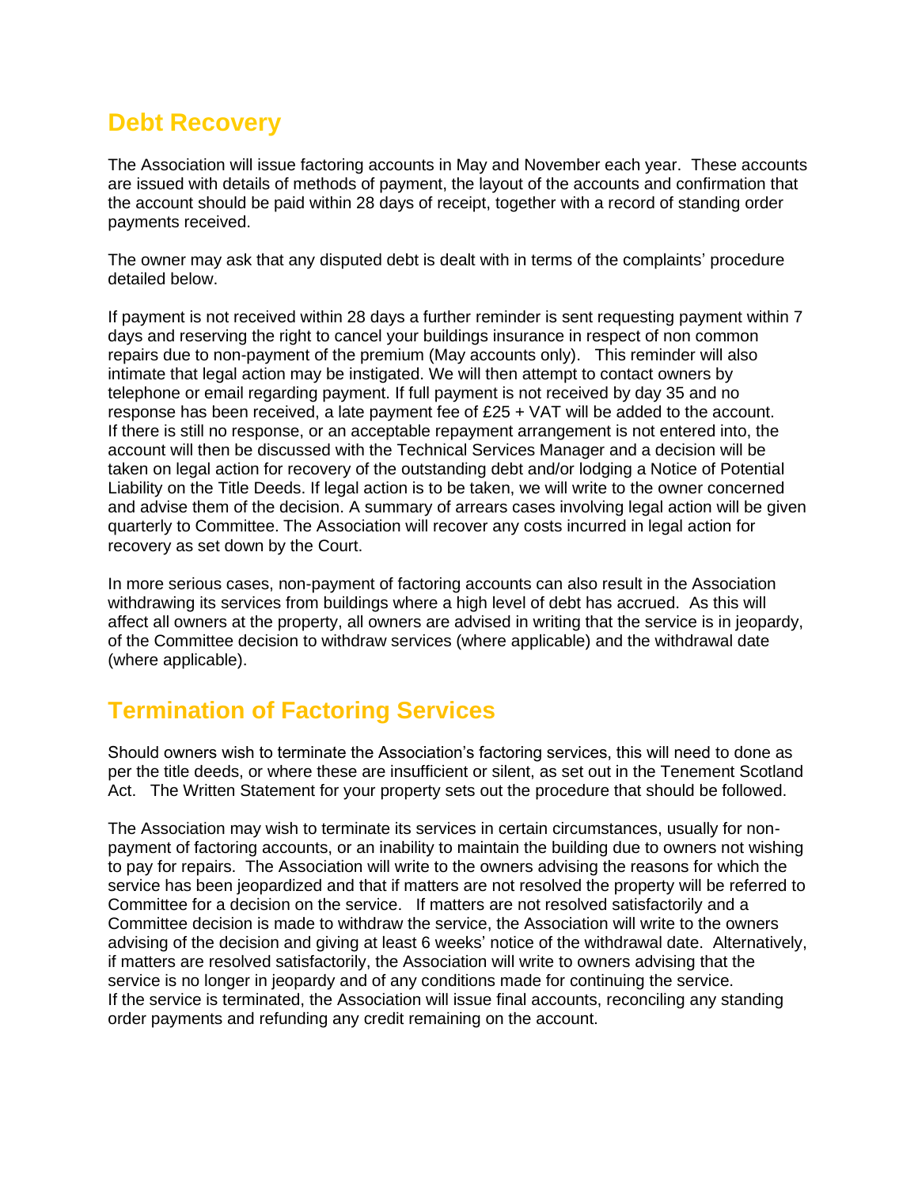## Debt Recovery

The Association will issue factoring accounts in May and November each year. These accounts are issued with details of methods of payment, the layout of the accounts and confirmation that the account should be paid within 28 days of receipt, together with a record of standing order payments received.

The owner may ask that any disputed debt is dealt with in terms of the complaints' procedure detailed below.

If payment is not received within 28 days a further reminder is sent requesting payment within 7 days and reserving the right to cancel your buildings insurance in respect of non common repairs due to non-payment of the premium (May accounts only). This reminder will also intimate that legal action may be instigated. We will then attempt to contact owners by telephone or email regarding payment. If full payment is not received by day 35 and no response has been received, a late payment fee of £25 + VAT will be added to the account. If there is still no response, or an acceptable repayment arrangement is not entered into, the account will then be discussed with the Technical Services Manager and a decision will be taken on legal action for recovery of the outstanding debt and/or lodging a Notice of Potential Liability on the Title Deeds. If legal action is to be taken, we will write to the owner concerned and advise them of the decision. A summary of arrears cases involving legal action will be given quarterly to Committee. The Association will recover any costs incurred in legal action for recovery as set down by the Court.

In more serious cases, non-payment of factoring accounts can also result in the Association withdrawing its services from buildings where a high level of debt has accrued. As this will affect all owners at the property, all owners are advised in writing that the service is in jeopardy, of the Committee decision to withdraw services (where applicable) and the withdrawal date (where applicable).

## Termination of Factoring Services

Should owners wish to terminate the Association's factoring services, this will need to done as per the title deeds, or where these are insufficient or silent, as set out in the Tenement Scotland Act. The Written Statement for your property sets out the procedure that should be followed.

The Association may wish to terminate its services in certain circumstances, usually for non-payment of factoring accounts, or an inability to maintain the building due to owners not wishing to pay for repairs. The Association will write to the owners advising the reasons for which the service has been jeopardized and that if matters are not resolved the property will be referred to Committee for a decision on the service. If matters are not resolved satisfactorily and a Committee decision is made to withdraw the service, the Association will write to the owners advising of the decision and giving at least 6 weeks' notice of the withdrawal date. Alternatively, if matters are resolved satisfactorily, the Association will write to owners advising that the service is no longer in jeopardy and of any conditions made for continuing the service. If the service is terminated, the Association will issue final accounts, reconciling any standing order payments and refunding any credit remaining on the account.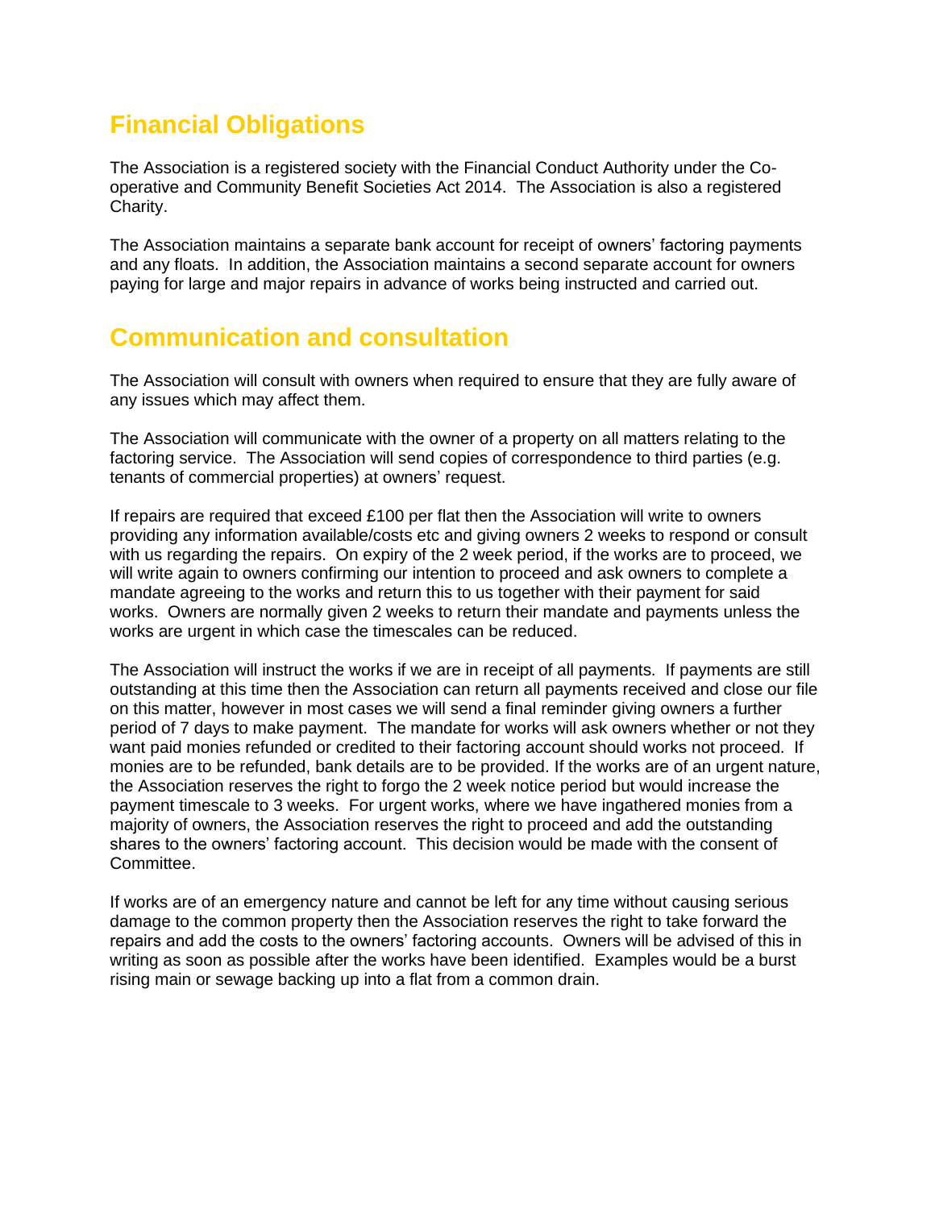## Financial Obligations

The Association is a registered society with the Financial Conduct Authority under the Co-operative and Community Benefit Societies Act 2014. The Association is also a registered Charity.

The Association maintains a separate bank account for receipt of owners' factoring payments and any floats. In addition, the Association maintains a second separate account for owners paying for large and major repairs in advance of works being instructed and carried out.

## Communication and consultation

The Association will consult with owners when required to ensure that they are fully aware of any issues which may affect them.

The Association will communicate with the owner of a property on all matters relating to the factoring service. The Association will send copies of correspondence to third parties (e.g. tenants of commercial properties) at owners' request.

If repairs are required that exceed £100 per flat then the Association will write to owners providing any information available/costs etc and giving owners 2 weeks to respond or consult with us regarding the repairs. On expiry of the 2 week period, if the works are to proceed, we will write again to owners confirming our intention to proceed and ask owners to complete a mandate agreeing to the works and return this to us together with their payment for said works. Owners are normally given 2 weeks to return their mandate and payments unless the works are urgent in which case the timescales can be reduced.

The Association will instruct the works if we are in receipt of all payments. If payments are still outstanding at this time then the Association can return all payments received and close our file on this matter, however in most cases we will send a final reminder giving owners a further period of 7 days to make payment. The mandate for works will ask owners whether or not they want paid monies refunded or credited to their factoring account should works not proceed. If monies are to be refunded, bank details are to be provided. If the works are of an urgent nature, the Association reserves the right to forgo the 2 week notice period but would increase the payment timescale to 3 weeks. For urgent works, where we have ingathered monies from a majority of owners, the Association reserves the right to proceed and add the outstanding shares to the owners' factoring account. This decision would be made with the consent of Committee.

If works are of an emergency nature and cannot be left for any time without causing serious damage to the common property then the Association reserves the right to take forward the repairs and add the costs to the owners' factoring accounts. Owners will be advised of this in writing as soon as possible after the works have been identified. Examples would be a burst rising main or sewage backing up into a flat from a common drain.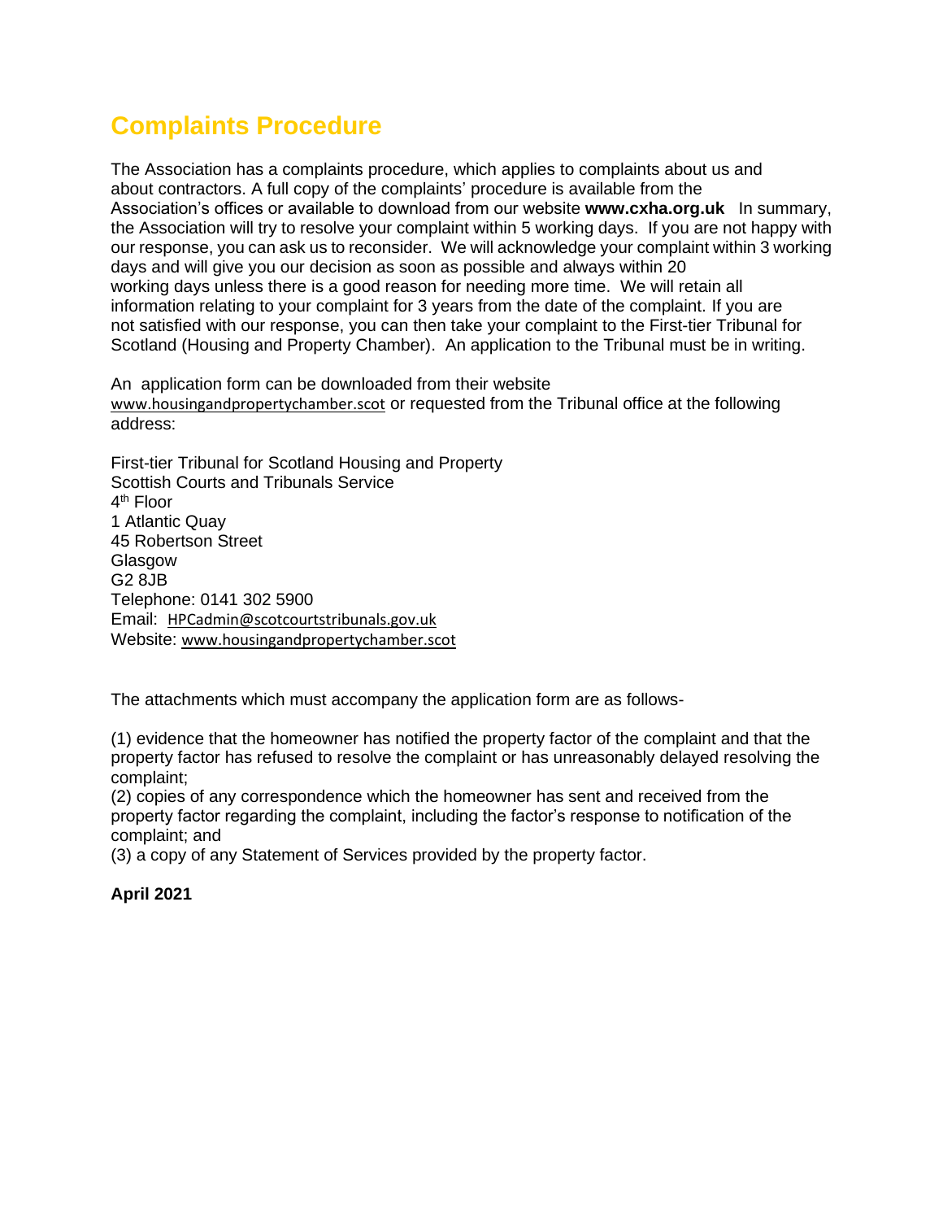## Complaints Procedure

The Association has a complaints procedure, which applies to complaints about us and about contractors. A full copy of the complaints' procedure is available from the Association's offices or available to download from our website **www.cxha.org.uk** In summary, the Association will try to resolve your complaint within 5 working days. If you are not happy with our response, you can ask us to reconsider. We will acknowledge your complaint within 3 working days and will give you our decision as soon as possible and always within 20 working days unless there is a good reason for needing more time. We will retain all information relating to your complaint for 3 years from the date of the complaint. If you are not satisfied with our response, you can then take your complaint to the First-tier Tribunal for Scotland (Housing and Property Chamber). An application to the Tribunal must be in writing.

An application form can be downloaded from their website www.housingandpropertychamber.scot or requested from the Tribunal office at the following address:

First-tier Tribunal for Scotland Housing and Property
Scottish Courts and Tribunals Service
4th Floor
1 Atlantic Quay
45 Robertson Street
Glasgow
G2 8JB
Telephone: 0141 302 5900
Email: HPCadmin@scotcourtstribunals.gov.uk
Website: www.housingandpropertychamber.scot

The attachments which must accompany the application form are as follows-

(1) evidence that the homeowner has notified the property factor of the complaint and that the property factor has refused to resolve the complaint or has unreasonably delayed resolving the complaint;
(2) copies of any correspondence which the homeowner has sent and received from the property factor regarding the complaint, including the factor's response to notification of the complaint; and
(3) a copy of any Statement of Services provided by the property factor.

**April 2021**